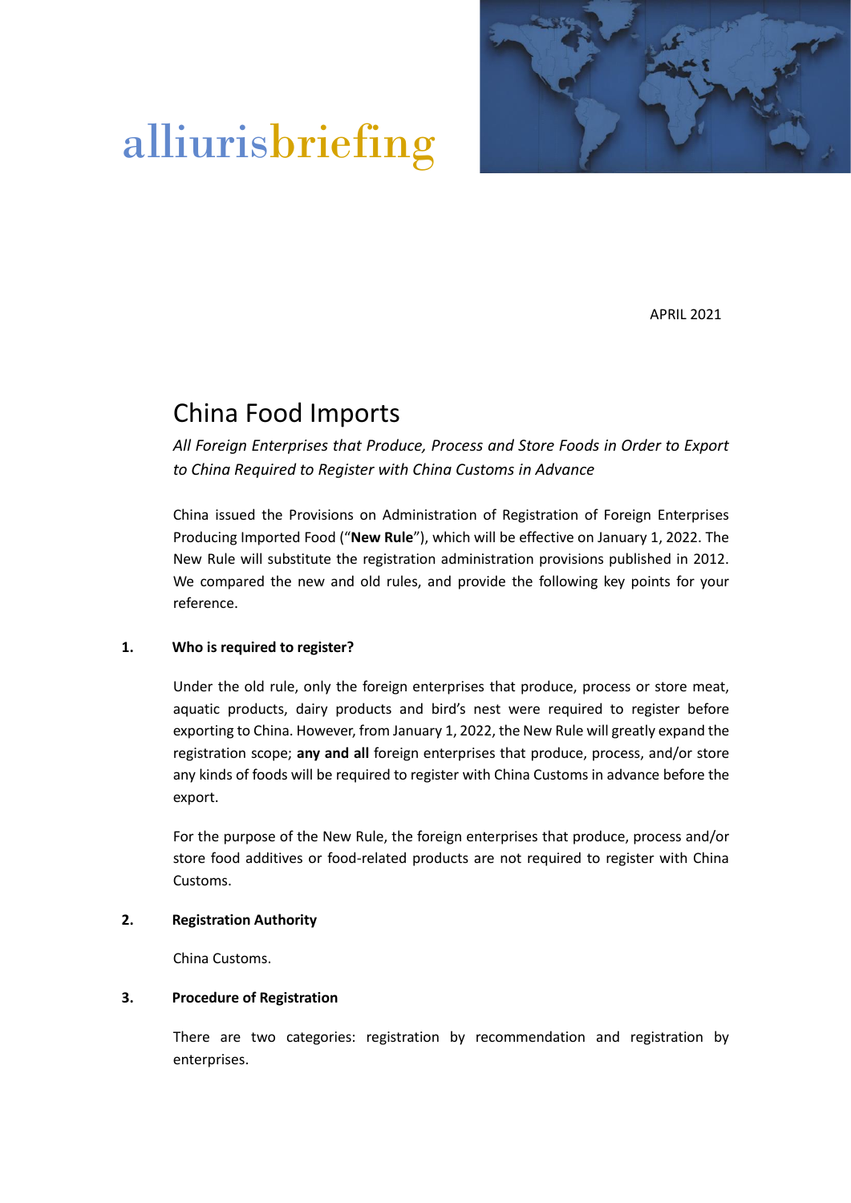alliurisbriefing

APRIL 2021

# China Food Imports

*All Foreign Enterprises that Produce, Process and Store Foods in Order to Export to China Required to Register with China Customs in Advance*

China issued the Provisions on Administration of Registration of Foreign Enterprises Producing Imported Food ("**New Rule**"), which will be effective on January 1, 2022. The New Rule will substitute the registration administration provisions published in 2012. We compared the new and old rules, and provide the following key points for your reference.

## 1. Who is required to register?

Under the old rule, only the foreign enterprises that produce, process or store meat, aquatic products, dairy products and bird's nest were required to register before exporting to China. However, from January 1, 2022, the New Rule will greatly expand the registration scope; **any and all** foreign enterprises that produce, process, and/or store any kinds of foods will be required to register with China Customs in advance before the export.

For the purpose of the New Rule, the foreign enterprises that produce, process and/or store food additives or food-related products are not required to register with China Customs.

## 2. Registration Authority

China Customs.

## 3. Procedure of Registration

There are two categories: registration by recommendation and registration by enterprises.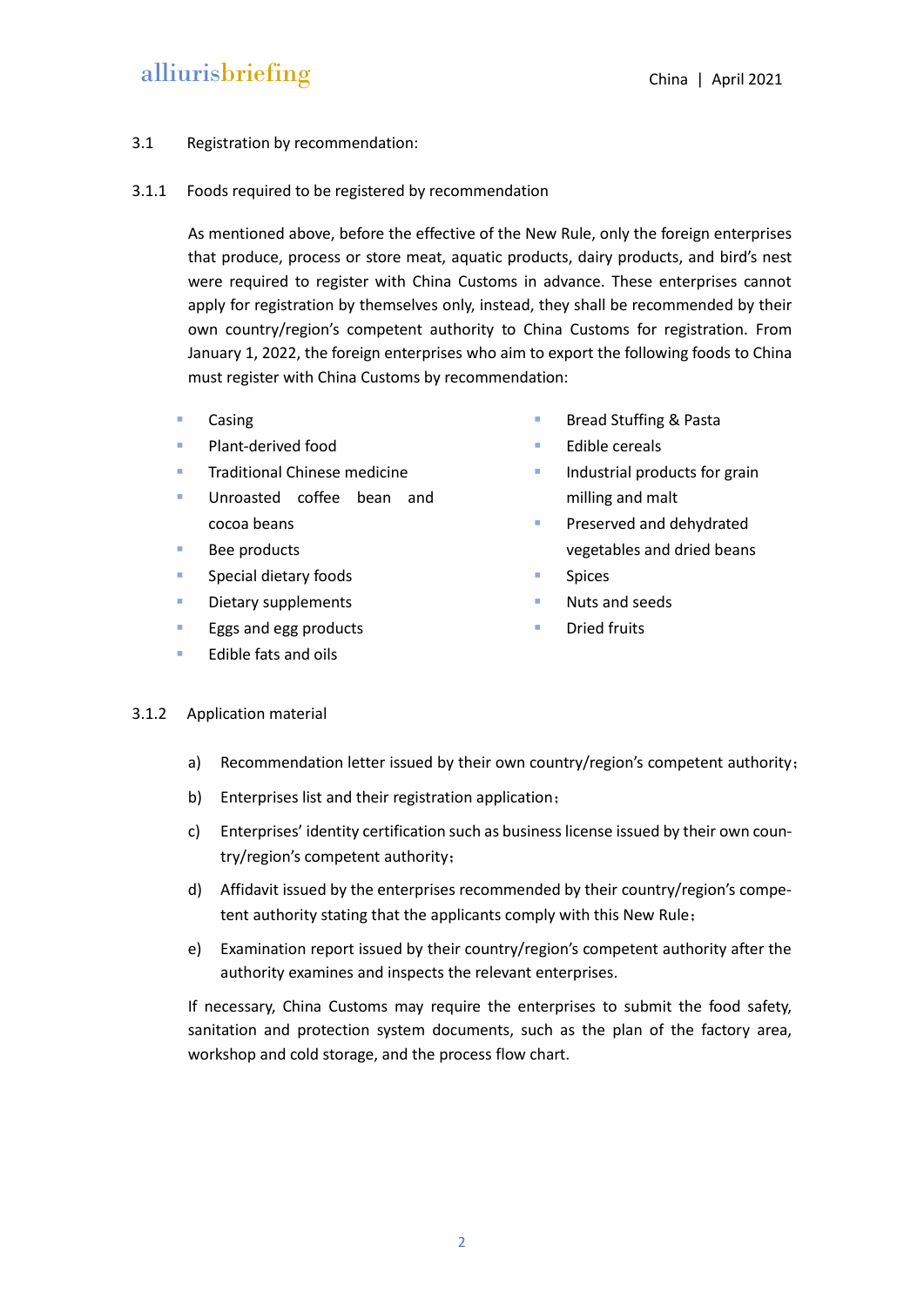### 3.1 Registration by recommendation:

#### 3.1.1 Foods required to be registered by recommendation

As mentioned above, before the effective of the New Rule, only the foreign enterprises that produce, process or store meat, aquatic products, dairy products, and bird's nest were required to register with China Customs in advance. These enterprises cannot apply for registration by themselves only, instead, they shall be recommended by their own country/region's competent authority to China Customs for registration. From January 1, 2022, the foreign enterprises who aim to export the following foods to China must register with China Customs by recommendation:

- Casing
- Plant-derived food
- Traditional Chinese medicine
- Unroasted coffee bean and cocoa beans
- Bee products
- Special dietary foods
- Dietary supplements
- Eggs and egg products
- Edible fats and oils
- Bread Stuffing & Pasta
- Edible cereals
- Industrial products for grain milling and malt
- Preserved and dehydrated vegetables and dried beans
- Spices
- Nuts and seeds
- Dried fruits

#### 3.1.2 Application material

a) Recommendation letter issued by their own country/region's competent authority；

b) Enterprises list and their registration application；

c) Enterprises' identity certification such as business license issued by their own country/region's competent authority；

d) Affidavit issued by the enterprises recommended by their country/region's competent authority stating that the applicants comply with this New Rule；

e) Examination report issued by their country/region's competent authority after the authority examines and inspects the relevant enterprises.

If necessary, China Customs may require the enterprises to submit the food safety, sanitation and protection system documents, such as the plan of the factory area, workshop and cold storage, and the process flow chart.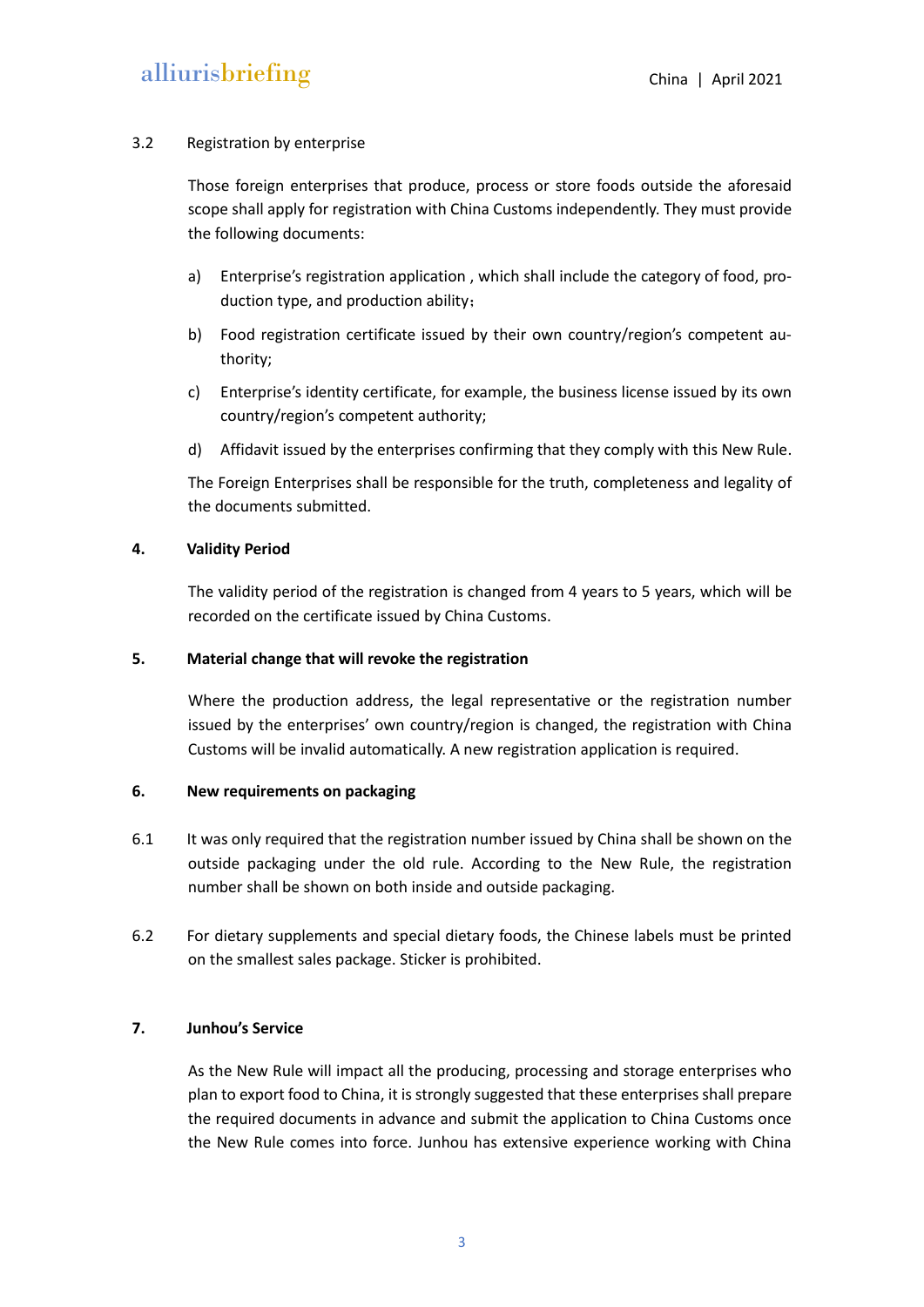3.2 Registration by enterprise

Those foreign enterprises that produce, process or store foods outside the aforesaid scope shall apply for registration with China Customs independently. They must provide the following documents:

a) Enterprise's registration application , which shall include the category of food, production type, and production ability；

b) Food registration certificate issued by their own country/region's competent authority;

c) Enterprise's identity certificate, for example, the business license issued by its own country/region's competent authority;

d) Affidavit issued by the enterprises confirming that they comply with this New Rule.

The Foreign Enterprises shall be responsible for the truth, completeness and legality of the documents submitted.

**4. Validity Period**

The validity period of the registration is changed from 4 years to 5 years, which will be recorded on the certificate issued by China Customs.

**5. Material change that will revoke the registration**

Where the production address, the legal representative or the registration number issued by the enterprises' own country/region is changed, the registration with China Customs will be invalid automatically. A new registration application is required.

**6. New requirements on packaging**

6.1 It was only required that the registration number issued by China shall be shown on the outside packaging under the old rule. According to the New Rule, the registration number shall be shown on both inside and outside packaging.

6.2 For dietary supplements and special dietary foods, the Chinese labels must be printed on the smallest sales package. Sticker is prohibited.

**7. Junhou's Service**

As the New Rule will impact all the producing, processing and storage enterprises who plan to export food to China, it is strongly suggested that these enterprises shall prepare the required documents in advance and submit the application to China Customs once the New Rule comes into force. Junhou has extensive experience working with China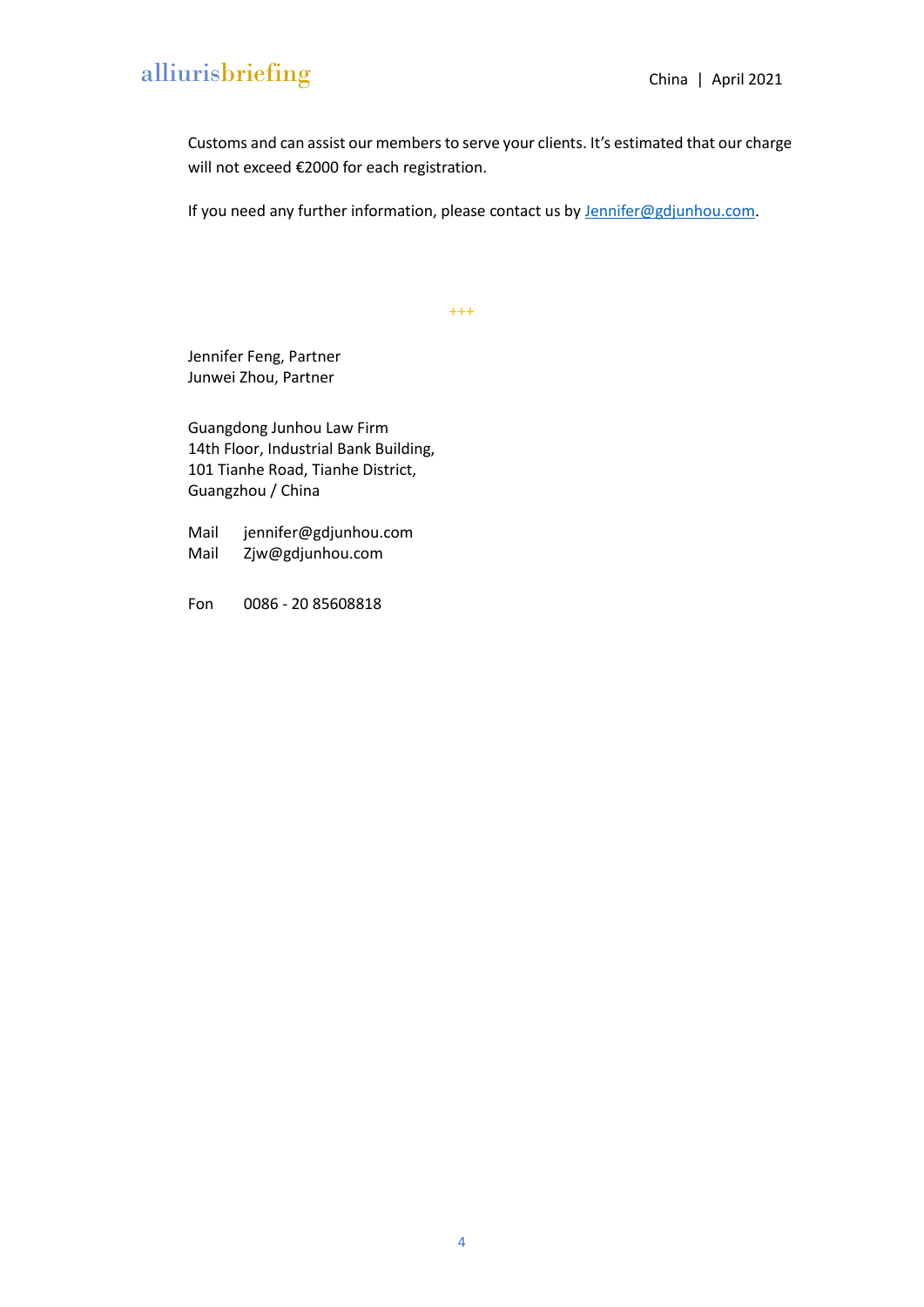Customs and can assist our members to serve your clients. It's estimated that our charge will not exceed €2000 for each registration.

If you need any further information, please contact us by [Jennifer@gdjunhou.com](mailto:Jennifer@gdjunhou.com).

+++

Jennifer Feng, Partner
Junwei Zhou, Partner

Guangdong Junhou Law Firm
14th Floor, Industrial Bank Building,
101 Tianhe Road, Tianhe District,
Guangzhou / China

Mail jennifer@gdjunhou.com
Mail Zjw@gdjunhou.com

Fon 0086 - 20 85608818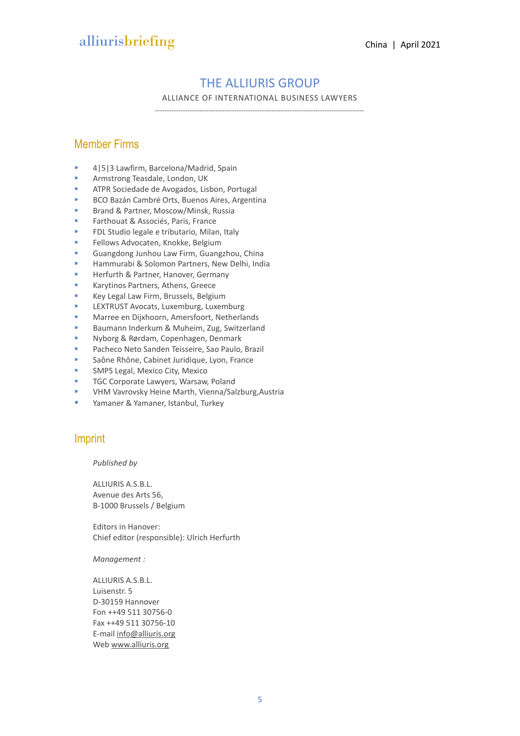# THE ALLIURIS GROUP

ALLIANCE OF INTERNATIONAL BUSINESS LAWYERS

## Member Firms

- 4|5|3 Lawfirm, Barcelona/Madrid, Spain
- Armstrong Teasdale, London, UK
- ATPR Sociedade de Avogados, Lisbon, Portugal
- BCO Bazán Cambré Orts, Buenos Aires, Argentina
- Brand & Partner, Moscow/Minsk, Russia
- Farthouat & Associés, Paris, France
- FDL Studio legale e tributario, Milan, Italy
- Fellows Advocaten, Knokke, Belgium
- Guangdong Junhou Law Firm, Guangzhou, China
- Hammurabi & Solomon Partners, New Delhi, India
- Herfurth & Partner, Hanover, Germany
- Karytinos Partners, Athens, Greece
- Key Legal Law Firm, Brussels, Belgium
- LEXTRUST Avocats, Luxemburg, Luxemburg
- Marree en Dijxhoorn, Amersfoort, Netherlands
- Baumann Inderkum & Muheim, Zug, Switzerland
- Nyborg & Rørdam, Copenhagen, Denmark
- Pacheco Neto Sanden Teisseire, Sao Paulo, Brazil
- Saône Rhône, Cabinet Juridique, Lyon, France
- SMPS Legal, Mexico City, Mexico
- TGC Corporate Lawyers, Warsaw, Poland
- VHM Vavrovsky Heine Marth, Vienna/Salzburg,Austria
- Yamaner & Yamaner, Istanbul, Turkey

## Imprint

*Published by*

ALLIURIS A.S.B.L.
Avenue des Arts 56,
B-1000 Brussels / Belgium

Editors in Hanover:
Chief editor (responsible): Ulrich Herfurth

*Management :*

ALLIURIS A.S.B.L.
Luisenstr. 5
D-30159 Hannover
Fon ++49 511 30756-0
Fax ++49 511 30756-10
E-mail info@alliuris.org
Web www.alliuris.org